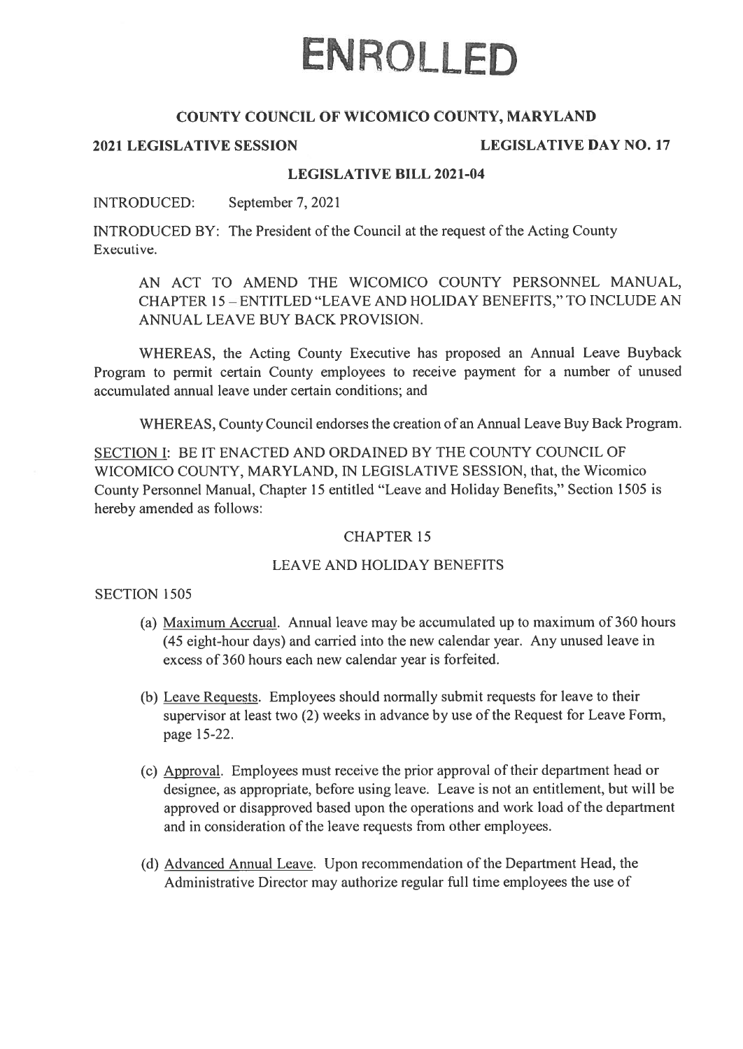# ENROLLED

## COUNTY COUNCIL OF WICOMICO COUNTY, MARYLAND

**2021 LEGISLATIVE SESSION** **LEGISLATIVE DAY NO. 17**

**LEGISLATIVE BILL 2021-04**

INTRODUCED: September 7, 2021

INTRODUCED BY: The President of the Council at the request of the Acting County Executive.

AN ACT TO AMEND THE WICOMICO COUNTY PERSONNEL MANUAL, CHAPTER 15 – ENTITLED "LEAVE AND HOLIDAY BENEFITS," TO INCLUDE AN ANNUAL LEAVE BUY BACK PROVISION.

WHEREAS, the Acting County Executive has proposed an Annual Leave Buyback Program to permit certain County employees to receive payment for a number of unused accumulated annual leave under certain conditions; and

WHEREAS, County Council endorses the creation of an Annual Leave Buy Back Program.

SECTION I: BE IT ENACTED AND ORDAINED BY THE COUNTY COUNCIL OF WICOMICO COUNTY, MARYLAND, IN LEGISLATIVE SESSION, that, the Wicomico County Personnel Manual, Chapter 15 entitled "Leave and Holiday Benefits," Section 1505 is hereby amended as follows:

CHAPTER 15

LEAVE AND HOLIDAY BENEFITS

SECTION 1505

(a) Maximum Accrual. Annual leave may be accumulated up to maximum of 360 hours (45 eight-hour days) and carried into the new calendar year. Any unused leave in excess of 360 hours each new calendar year is forfeited.

(b) Leave Requests. Employees should normally submit requests for leave to their supervisor at least two (2) weeks in advance by use of the Request for Leave Form, page 15-22.

(c) Approval. Employees must receive the prior approval of their department head or designee, as appropriate, before using leave. Leave is not an entitlement, but will be approved or disapproved based upon the operations and work load of the department and in consideration of the leave requests from other employees.

(d) Advanced Annual Leave. Upon recommendation of the Department Head, the Administrative Director may authorize regular full time employees the use of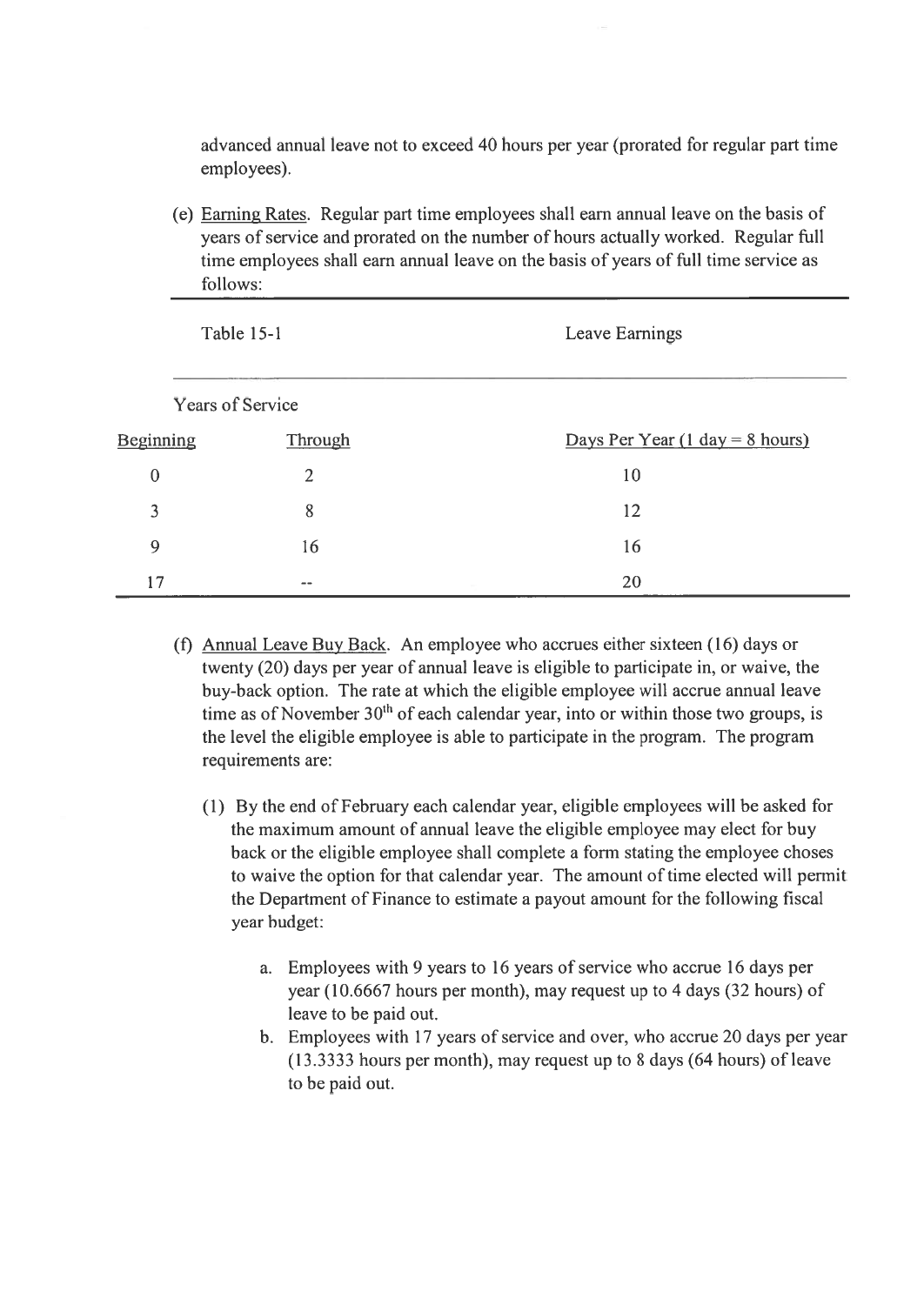advanced annual leave not to exceed 40 hours per year (prorated for regular part time employees).

(e) Earning Rates. Regular part time employees shall earn annual leave on the basis of years of service and prorated on the number of hours actually worked. Regular full time employees shall earn annual leave on the basis of years of full time service as follows:

| Table 15-1 | | Leave Earnings |
|---|---|---|
| Years of Service | | |
| Beginning | Through | Days Per Year (1 day = 8 hours) |
| 0 | 2 | 10 |
| 3 | 8 | 12 |
| 9 | 16 | 16 |
| 17 | -- | 20 |

(f) Annual Leave Buy Back. An employee who accrues either sixteen (16) days or twenty (20) days per year of annual leave is eligible to participate in, or waive, the buy-back option. The rate at which the eligible employee will accrue annual leave time as of November 30th of each calendar year, into or within those two groups, is the level the eligible employee is able to participate in the program. The program requirements are:

(1) By the end of February each calendar year, eligible employees will be asked for the maximum amount of annual leave the eligible employee may elect for buy back or the eligible employee shall complete a form stating the employee choses to waive the option for that calendar year. The amount of time elected will permit the Department of Finance to estimate a payout amount for the following fiscal year budget:

a. Employees with 9 years to 16 years of service who accrue 16 days per year (10.6667 hours per month), may request up to 4 days (32 hours) of leave to be paid out.

b. Employees with 17 years of service and over, who accrue 20 days per year (13.3333 hours per month), may request up to 8 days (64 hours) of leave to be paid out.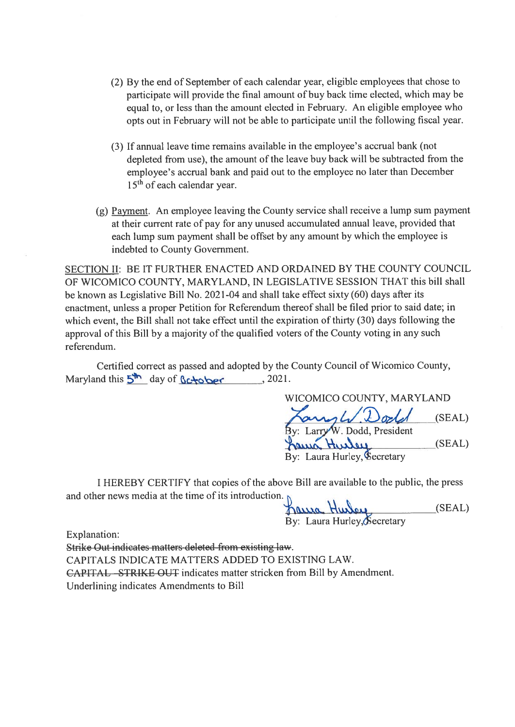(2) By the end of September of each calendar year, eligible employees that chose to participate will provide the final amount of buy back time elected, which may be equal to, or less than the amount elected in February. An eligible employee who opts out in February will not be able to participate until the following fiscal year.

(3) If annual leave time remains available in the employee's accrual bank (not depleted from use), the amount of the leave buy back will be subtracted from the employee's accrual bank and paid out to the employee no later than December 15th of each calendar year.

(g) Payment. An employee leaving the County service shall receive a lump sum payment at their current rate of pay for any unused accumulated annual leave, provided that each lump sum payment shall be offset by any amount by which the employee is indebted to County Government.

SECTION II: BE IT FURTHER ENACTED AND ORDAINED BY THE COUNTY COUNCIL OF WICOMICO COUNTY, MARYLAND, IN LEGISLATIVE SESSION THAT this bill shall be known as Legislative Bill No. 2021-04 and shall take effect sixty (60) days after its enactment, unless a proper Petition for Referendum thereof shall be filed prior to said date; in which event, the Bill shall not take effect until the expiration of thirty (30) days following the approval of this Bill by a majority of the qualified voters of the County voting in any such referendum.

Certified correct as passed and adopted by the County Council of Wicomico County, Maryland this 5th day of October, 2021.

WICOMICO COUNTY, MARYLAND

Larry W. Dodd (SEAL)
By: Larry W. Dodd, President

Laura Hurley (SEAL)
By: Laura Hurley, Secretary

I HEREBY CERTIFY that copies of the above Bill are available to the public, the press and other news media at the time of its introduction.

Laura Hurley (SEAL)
By: Laura Hurley, Secretary

Explanation:
~~Strike Out indicates matters deleted from existing law.~~
CAPITALS INDICATE MATTERS ADDED TO EXISTING LAW.
~~CAPITAL STRIKE OUT~~ indicates matter stricken from Bill by Amendment.
Underlining indicates Amendments to Bill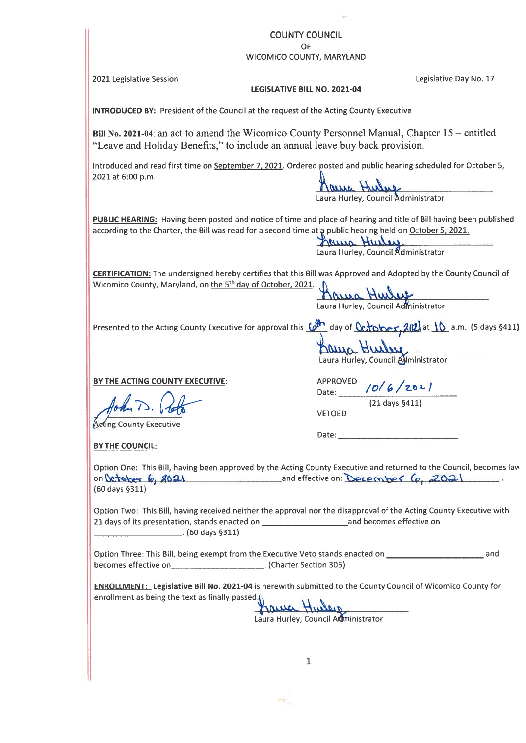COUNTY COUNCIL
OF
WICOMICO COUNTY, MARYLAND

2021 Legislative Session

**LEGISLATIVE BILL NO. 2021-04**

Legislative Day No. 17

**INTRODUCED BY:** President of the Council at the request of the Acting County Executive

**Bill No. 2021-04**: an act to amend the Wicomico County Personnel Manual, Chapter 15 – entitled "Leave and Holiday Benefits," to include an annual leave buy back provision.

Introduced and read first time on September 7, 2021. Ordered posted and public hearing scheduled for October 5, 2021 at 6:00 p.m.

Laura Hurley
Laura Hurley, Council Administrator

**PUBLIC HEARING:** Having been posted and notice of time and place of hearing and title of Bill having been published according to the Charter, the Bill was read for a second time at a public hearing held on October 5, 2021.

Laura Hurley
Laura Hurley, Council Administrator

**CERTIFICATION:** The undersigned hereby certifies that this Bill was Approved and Adopted by the County Council of Wicomico County, Maryland, on the 5th day of October, 2021.

Laura Hurley
Laura Hurley, Council Administrator

Presented to the Acting County Executive for approval this 6th day of October, 2021 at 10 a.m. (5 days §411)

Laura Hurley
Laura Hurley, Council Administrator

**BY THE ACTING COUNTY EXECUTIVE**:

John D. Psota
Acting County Executive

APPROVED
Date: 10/6/2021
(21 days §411)

VETOED

Date: \_\_\_\_\_\_\_\_\_\_\_\_\_\_\_\_\_\_\_\_\_\_\_\_

**BY THE COUNCIL**:

Option One: This Bill, having been approved by the Acting County Executive and returned to the Council, becomes law on October 6, 2021 and effective on: December 6, 2021.
(60 days §311)

Option Two: This Bill, having received neither the approval nor the disapproval of the Acting County Executive with 21 days of its presentation, stands enacted on \_\_\_\_\_\_\_\_\_\_\_\_\_\_\_\_\_\_ and becomes effective on \_\_\_\_\_\_\_\_\_\_\_\_\_\_\_\_\_\_\_\_. (60 days §311)

Option Three: This Bill, being exempt from the Executive Veto stands enacted on \_\_\_\_\_\_\_\_\_\_\_\_\_\_\_\_\_\_\_\_ and becomes effective on \_\_\_\_\_\_\_\_\_\_\_\_\_\_\_\_\_\_\_\_. (Charter Section 305)

**ENROLLMENT: Legislative Bill No. 2021-04** is herewith submitted to the County Council of Wicomico County for enrollment as being the text as finally passed.

Laura Hurley
Laura Hurley, Council Administrator